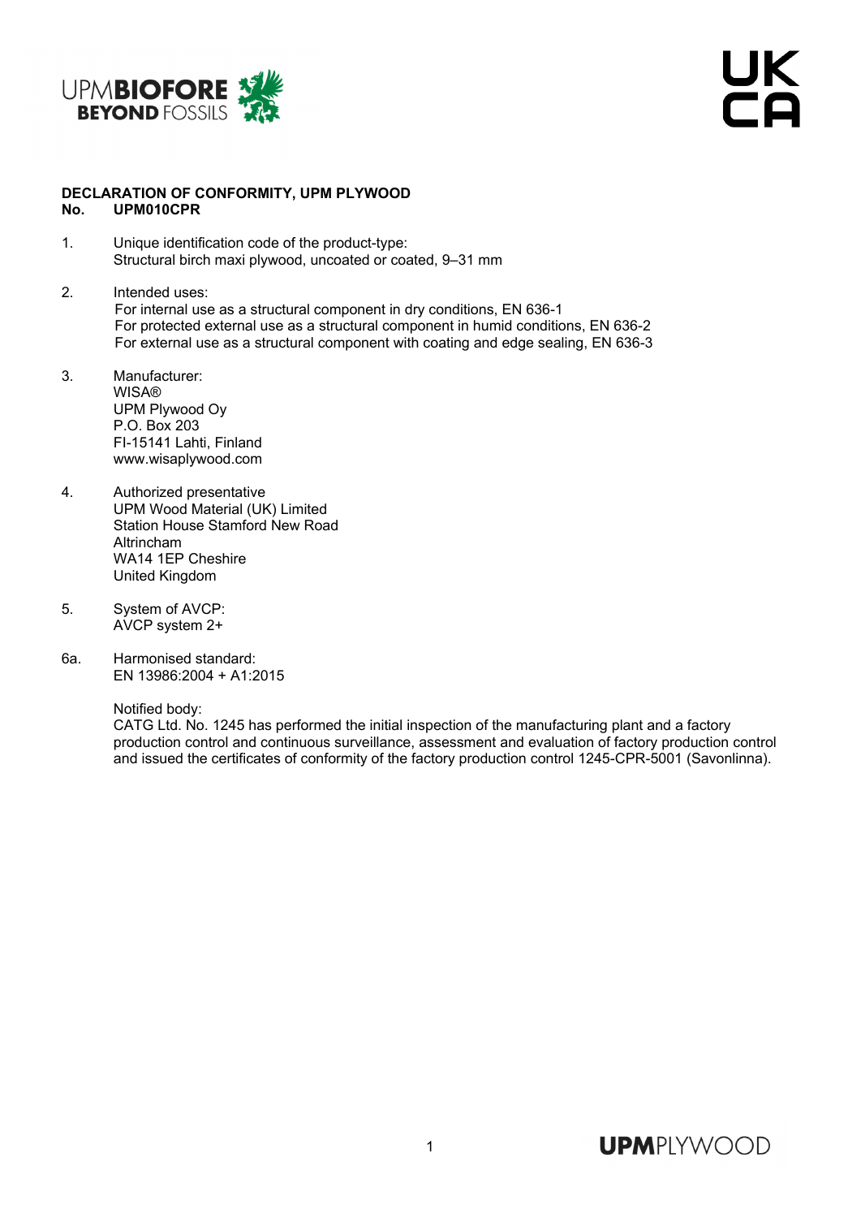# DECLARATION OF CONFORMITY, UPM PLYWOOD

**No. UPM010CPR**

1. Unique identification code of the product-type:
   Structural birch maxi plywood, uncoated or coated, 9–31 mm

2. Intended uses:
   For internal use as a structural component in dry conditions, EN 636-1
   For protected external use as a structural component in humid conditions, EN 636-2
   For external use as a structural component with coating and edge sealing, EN 636-3

3. Manufacturer:
   WISA®
   UPM Plywood Oy
   P.O. Box 203
   FI-15141 Lahti, Finland
   www.wisaplywood.com

4. Authorized presentative
   UPM Wood Material (UK) Limited
   Station House Stamford New Road
   Altrincham
   WA14 1EP Cheshire
   United Kingdom

5. System of AVCP:
   AVCP system 2+

6a. Harmonised standard:
   EN 13986:2004 + A1:2015

   Notified body:
   CATG Ltd. No. 1245 has performed the initial inspection of the manufacturing plant and a factory production control and continuous surveillance, assessment and evaluation of factory production control and issued the certificates of conformity of the factory production control 1245-CPR-5001 (Savonlinna).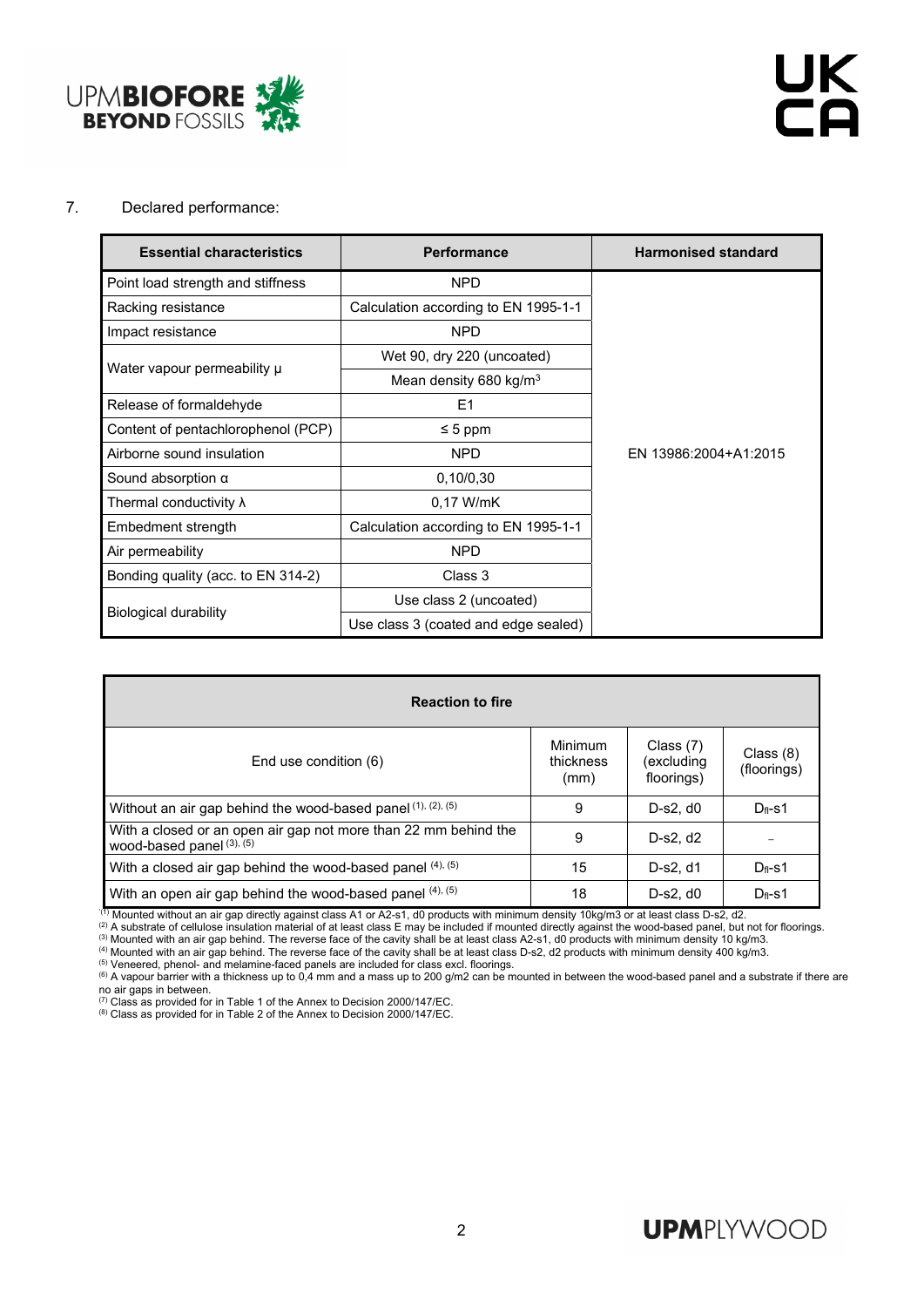7. Declared performance:

| Essential characteristics | Performance | Harmonised standard |
|---|---|---|
| Point load strength and stiffness | NPD | EN 13986:2004+A1:2015 |
| Racking resistance | Calculation according to EN 1995-1-1 | |
| Impact resistance | NPD | |
| Water vapour permeability μ | Wet 90, dry 220 (uncoated) | |
| | Mean density 680 kg/m$^3$ | |
| Release of formaldehyde | E1 | |
| Content of pentachlorophenol (PCP) | ≤ 5 ppm | |
| Airborne sound insulation | NPD | |
| Sound absorption α | 0,10/0,30 | |
| Thermal conductivity λ | 0,17 W/mK | |
| Embedment strength | Calculation according to EN 1995-1-1 | |
| Air permeability | NPD | |
| Bonding quality (acc. to EN 314-2) | Class 3 | |
| Biological durability | Use class 2 (uncoated) | |
| | Use class 3 (coated and edge sealed) | |

| Reaction to fire | | | |
|---|---|---|---|
| End use condition (6) | Minimum thickness (mm) | Class (7) (excluding floorings) | Class (8) (floorings) |
| Without an air gap behind the wood-based panel [(1), (2), (5)] | 9 | D-s2, d0 | $D_{fl}$-s1 |
| With a closed or an open air gap not more than 22 mm behind the wood-based panel [(3), (5)] | 9 | D-s2, d2 | – |
| With a closed air gap behind the wood-based panel [(4), (5)] | 15 | D-s2, d1 | $D_{fl}$-s1 |
| With an open air gap behind the wood-based panel [(4), (5)] | 18 | D-s2, d0 | $D_{fl}$-s1 |

[(1)] Mounted without an air gap directly against class A1 or A2-s1, d0 products with minimum density 10kg/m3 or at least class D-s2, d2.
[(2)] A substrate of cellulose insulation material of at least class E may be included if mounted directly against the wood-based panel, but not for floorings.
[(3)] Mounted with an air gap behind. The reverse face of the cavity shall be at least class A2-s1, d0 products with minimum density 10 kg/m3.
[(4)] Mounted with an air gap behind. The reverse face of the cavity shall be at least class D-s2, d2 products with minimum density 400 kg/m3.
[(5)] Veneered, phenol- and melamine-faced panels are included for class excl. floorings.
[(6)] A vapour barrier with a thickness up to 0,4 mm and a mass up to 200 g/m2 can be mounted in between the wood-based panel and a substrate if there are no air gaps in between.
[(7)] Class as provided for in Table 1 of the Annex to Decision 2000/147/EC.
[(8)] Class as provided for in Table 2 of the Annex to Decision 2000/147/EC.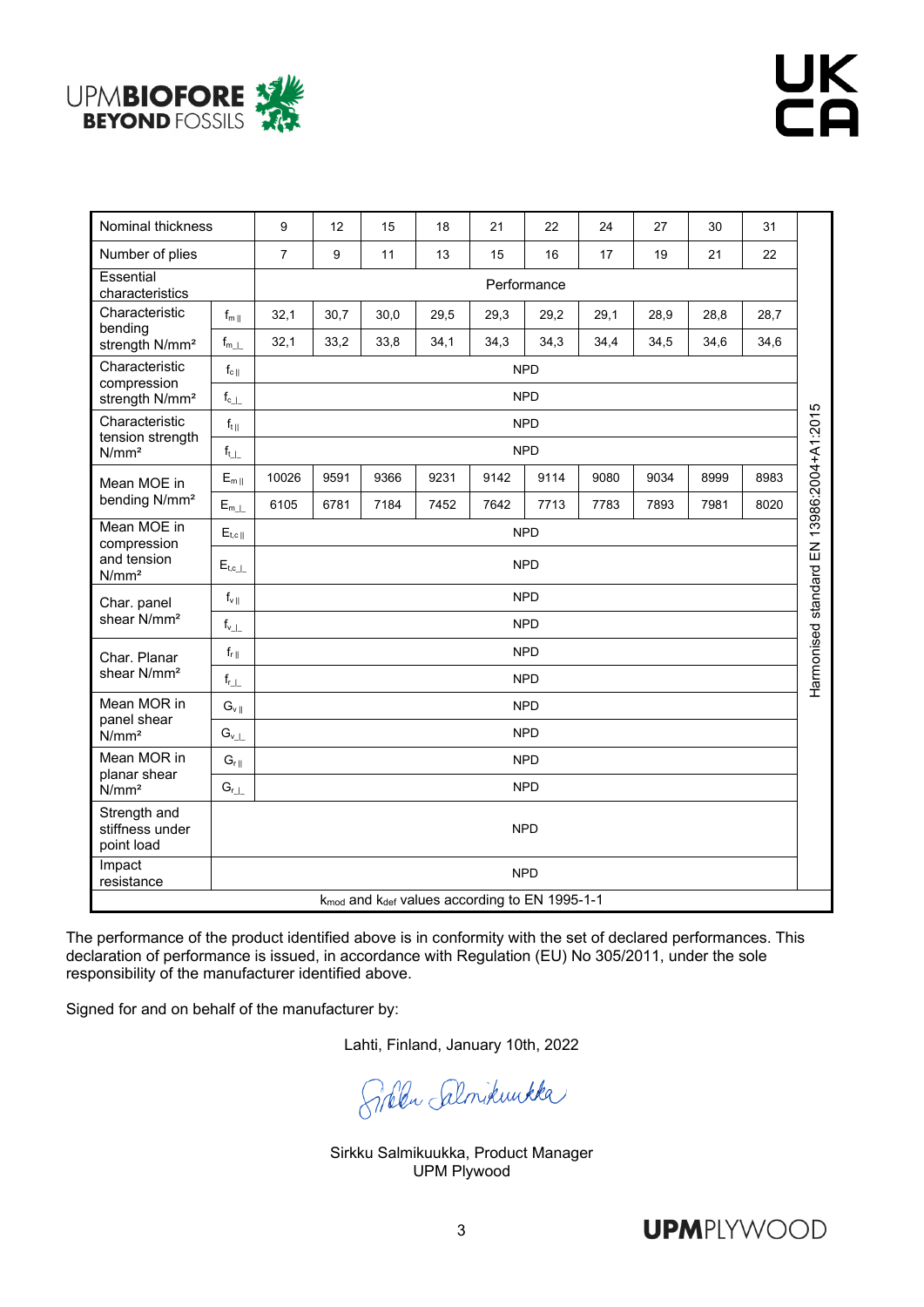| Nominal thickness | | 9 | 12 | 15 | 18 | 21 | 22 | 24 | 27 | 30 | 31 | |
|---|---|---|---|---|---|---|---|---|---|---|---|---|
| Number of plies | | 7 | 9 | 11 | 13 | 15 | 16 | 17 | 19 | 21 | 22 | |
| Essential characteristics | | Performance | | | | | | | | | | Harmonised standard EN 13986:2004+A1:2015 |
| Characteristic bending strength N/mm² | $f_{m\parallel}$ | 32,1 | 30,7 | 30,0 | 29,5 | 29,3 | 29,2 | 29,1 | 28,9 | 28,8 | 28,7 | |
| | $f_{m\perp}$ | 32,1 | 33,2 | 33,8 | 34,1 | 34,3 | 34,3 | 34,4 | 34,5 | 34,6 | 34,6 | |
| Characteristic compression strength N/mm² | $f_{c\parallel}$ | NPD | | | | | | | | | | |
| | $f_{c\perp}$ | NPD | | | | | | | | | | |
| Characteristic tension strength N/mm² | $f_{t\parallel}$ | NPD | | | | | | | | | | |
| | $f_{t\perp}$ | NPD | | | | | | | | | | |
| Mean MOE in bending N/mm² | $E_{m\parallel}$ | 10026 | 9591 | 9366 | 9231 | 9142 | 9114 | 9080 | 9034 | 8999 | 8983 | |
| | $E_{m\perp}$ | 6105 | 6781 | 7184 | 7452 | 7642 | 7713 | 7783 | 7893 | 7981 | 8020 | |
| Mean MOE in compression and tension N/mm² | $E_{t,c\parallel}$ | NPD | | | | | | | | | | |
| | $E_{t,c\perp}$ | NPD | | | | | | | | | | |
| Char. panel shear N/mm² | $f_{v\parallel}$ | NPD | | | | | | | | | | |
| | $f_{v\perp}$ | NPD | | | | | | | | | | |
| Char. Planar shear N/mm² | $f_{r\parallel}$ | NPD | | | | | | | | | | |
| | $f_{r\perp}$ | NPD | | | | | | | | | | |
| Mean MOR in panel shear N/mm² | $G_{v\parallel}$ | NPD | | | | | | | | | | |
| | $G_{v\perp}$ | NPD | | | | | | | | | | |
| Mean MOR in planar shear N/mm² | $G_{r\parallel}$ | NPD | | | | | | | | | | |
| | $G_{r\perp}$ | NPD | | | | | | | | | | |
| Strength and stiffness under point load | | NPD | | | | | | | | | | |
| Impact resistance | | NPD | | | | | | | | | | |
| $k_{mod}$ and $k_{def}$ values according to EN 1995-1-1 | | | | | | | | | | | | |

The performance of the product identified above is in conformity with the set of declared performances. This declaration of performance is issued, in accordance with Regulation (EU) No 305/2011, under the sole responsibility of the manufacturer identified above.

Signed for and on behalf of the manufacturer by:

Lahti, Finland, January 10th, 2022

Sirkku Salmikuukka, Product Manager
UPM Plywood